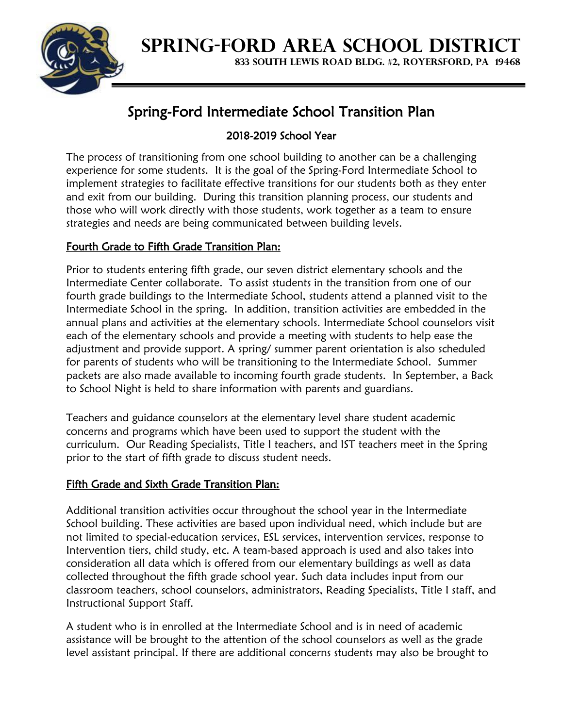# Spring-Ford Area School District

**833 South Lewis Road Bldg. #2, Royersford, PA 19468**

## Spring-Ford Intermediate School Transition Plan

### 2018-2019 School Year

The process of transitioning from one school building to another can be a challenging experience for some students. It is the goal of the Spring-Ford Intermediate School to implement strategies to facilitate effective transitions for our students both as they enter and exit from our building. During this transition planning process, our students and those who will work directly with those students, work together as a team to ensure strategies and needs are being communicated between building levels.

### Fourth Grade to Fifth Grade Transition Plan:

Prior to students entering fifth grade, our seven district elementary schools and the Intermediate Center collaborate. To assist students in the transition from one of our fourth grade buildings to the Intermediate School, students attend a planned visit to the Intermediate School in the spring. In addition, transition activities are embedded in the annual plans and activities at the elementary schools. Intermediate School counselors visit each of the elementary schools and provide a meeting with students to help ease the adjustment and provide support. A spring/ summer parent orientation is also scheduled for parents of students who will be transitioning to the Intermediate School. Summer packets are also made available to incoming fourth grade students. In September, a Back to School Night is held to share information with parents and guardians.

Teachers and guidance counselors at the elementary level share student academic concerns and programs which have been used to support the student with the curriculum. Our Reading Specialists, Title I teachers, and IST teachers meet in the Spring prior to the start of fifth grade to discuss student needs.

### Fifth Grade and Sixth Grade Transition Plan:

Additional transition activities occur throughout the school year in the Intermediate School building. These activities are based upon individual need, which include but are not limited to special-education services, ESL services, intervention services, response to Intervention tiers, child study, etc. A team-based approach is used and also takes into consideration all data which is offered from our elementary buildings as well as data collected throughout the fifth grade school year. Such data includes input from our classroom teachers, school counselors, administrators, Reading Specialists, Title I staff, and Instructional Support Staff.

A student who is in enrolled at the Intermediate School and is in need of academic assistance will be brought to the attention of the school counselors as well as the grade level assistant principal. If there are additional concerns students may also be brought to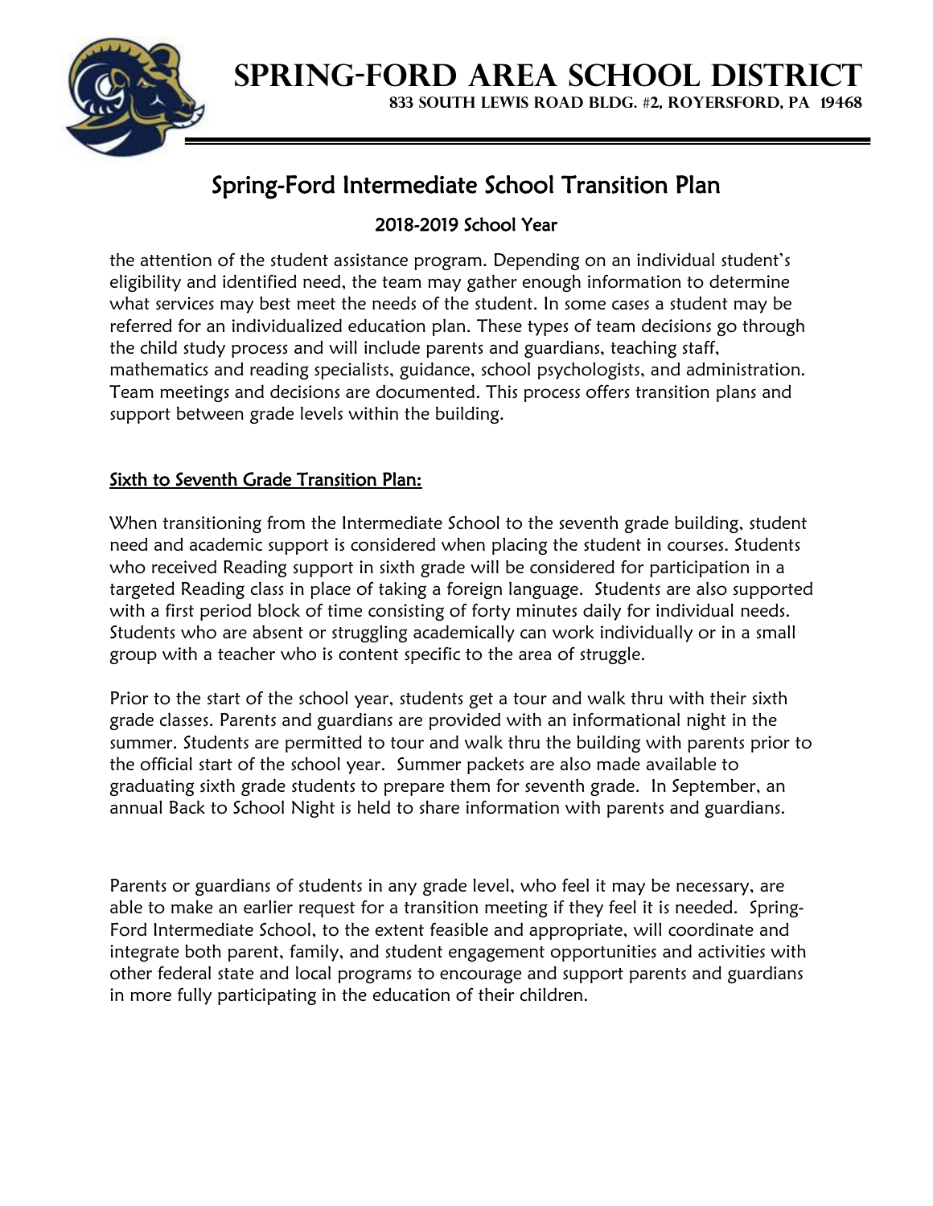the attention of the student assistance program. Depending on an individual student's eligibility and identified need, the team may gather enough information to determine what services may best meet the needs of the student. In some cases a student may be referred for an individualized education plan. These types of team decisions go through the child study process and will include parents and guardians, teaching staff, mathematics and reading specialists, guidance, school psychologists, and administration. Team meetings and decisions are documented. This process offers transition plans and support between grade levels within the building.

## Sixth to Seventh Grade Transition Plan:

When transitioning from the Intermediate School to the seventh grade building, student need and academic support is considered when placing the student in courses. Students who received Reading support in sixth grade will be considered for participation in a targeted Reading class in place of taking a foreign language. Students are also supported with a first period block of time consisting of forty minutes daily for individual needs. Students who are absent or struggling academically can work individually or in a small group with a teacher who is content specific to the area of struggle.

Prior to the start of the school year, students get a tour and walk thru with their sixth grade classes. Parents and guardians are provided with an informational night in the summer. Students are permitted to tour and walk thru the building with parents prior to the official start of the school year. Summer packets are also made available to graduating sixth grade students to prepare them for seventh grade. In September, an annual Back to School Night is held to share information with parents and guardians.

Parents or guardians of students in any grade level, who feel it may be necessary, are able to make an earlier request for a transition meeting if they feel it is needed. Spring-Ford Intermediate School, to the extent feasible and appropriate, will coordinate and integrate both parent, family, and student engagement opportunities and activities with other federal state and local programs to encourage and support parents and guardians in more fully participating in the education of their children.